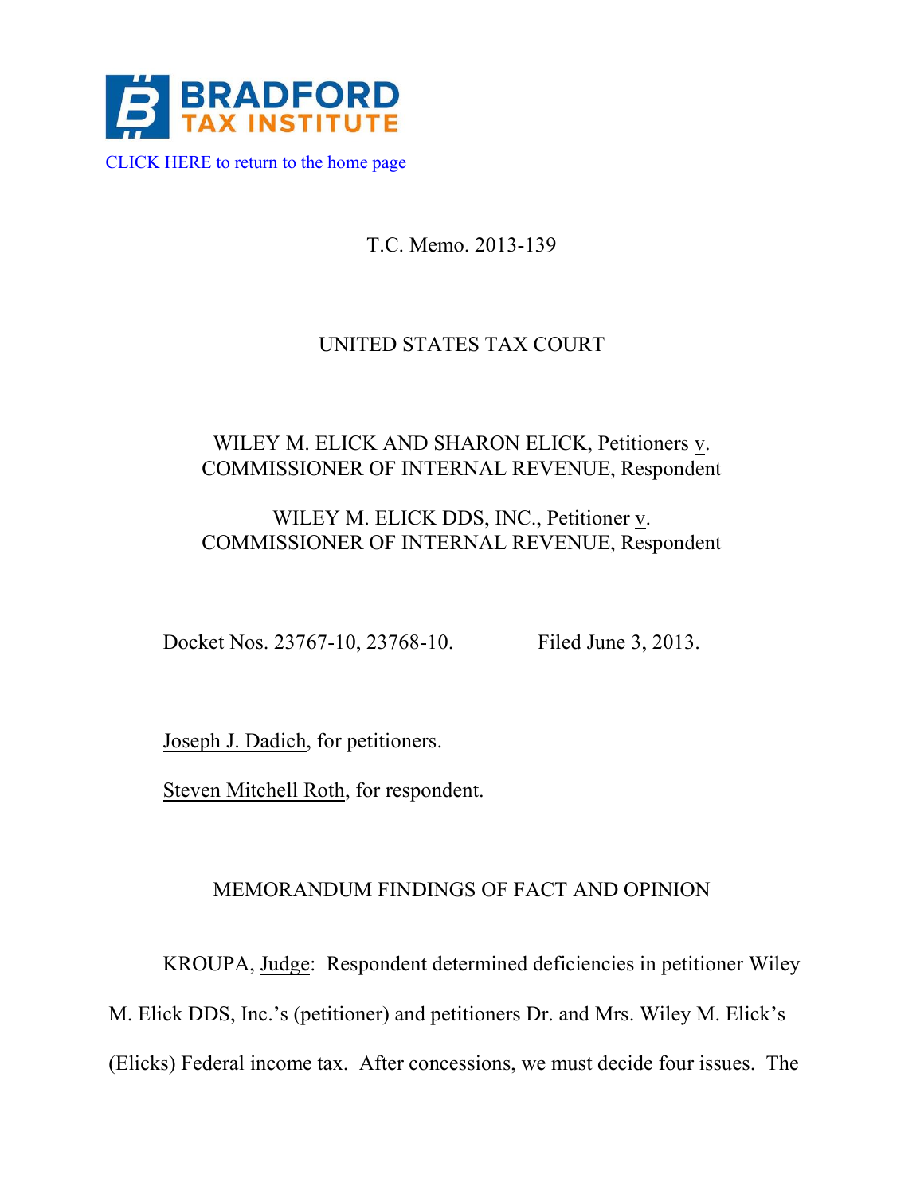BRADFORD TAX INSTITUTE

CLICK HERE to return to the home page

T.C. Memo. 2013-139

UNITED STATES TAX COURT

WILEY M. ELICK AND SHARON ELICK, Petitioners v. COMMISSIONER OF INTERNAL REVENUE, Respondent

WILEY M. ELICK DDS, INC., Petitioner v. COMMISSIONER OF INTERNAL REVENUE, Respondent

Docket Nos. 23767-10, 23768-10. Filed June 3, 2013.

Joseph J. Dadich, for petitioners.

Steven Mitchell Roth, for respondent.

MEMORANDUM FINDINGS OF FACT AND OPINION

KROUPA, Judge: Respondent determined deficiencies in petitioner Wiley M. Elick DDS, Inc.'s (petitioner) and petitioners Dr. and Mrs. Wiley M. Elick's (Elicks) Federal income tax. After concessions, we must decide four issues. The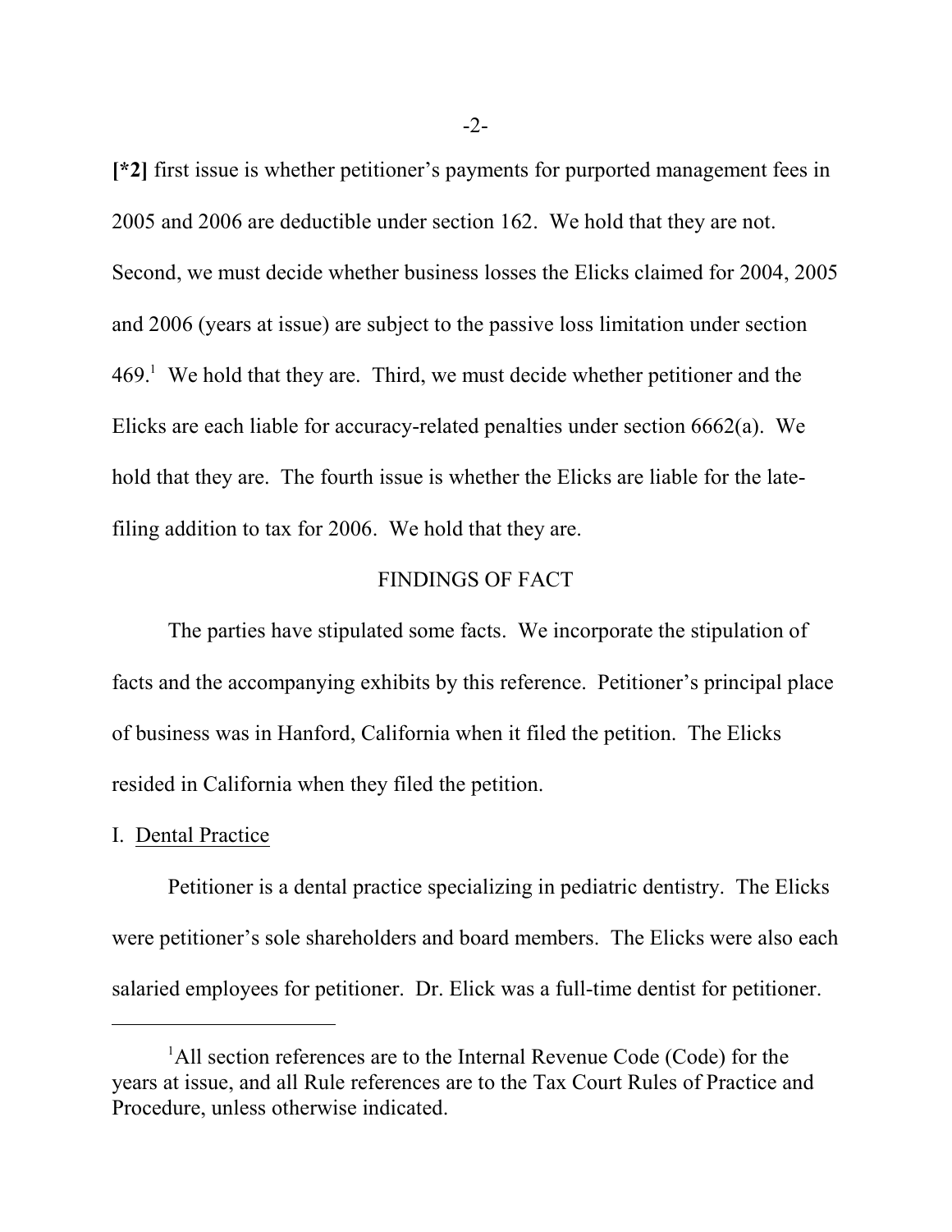**[*2]** first issue is whether petitioner's payments for purported management fees in 2005 and 2006 are deductible under section 162. We hold that they are not. Second, we must decide whether business losses the Elicks claimed for 2004, 2005 and 2006 (years at issue) are subject to the passive loss limitation under section 469.[1] We hold that they are. Third, we must decide whether petitioner and the Elicks are each liable for accuracy-related penalties under section 6662(a). We hold that they are. The fourth issue is whether the Elicks are liable for the late-filing addition to tax for 2006. We hold that they are.

FINDINGS OF FACT

The parties have stipulated some facts. We incorporate the stipulation of facts and the accompanying exhibits by this reference. Petitioner's principal place of business was in Hanford, California when it filed the petition. The Elicks resided in California when they filed the petition.

I. Dental Practice

Petitioner is a dental practice specializing in pediatric dentistry. The Elicks were petitioner's sole shareholders and board members. The Elicks were also each salaried employees for petitioner. Dr. Elick was a full-time dentist for petitioner.

[1]All section references are to the Internal Revenue Code (Code) for the years at issue, and all Rule references are to the Tax Court Rules of Practice and Procedure, unless otherwise indicated.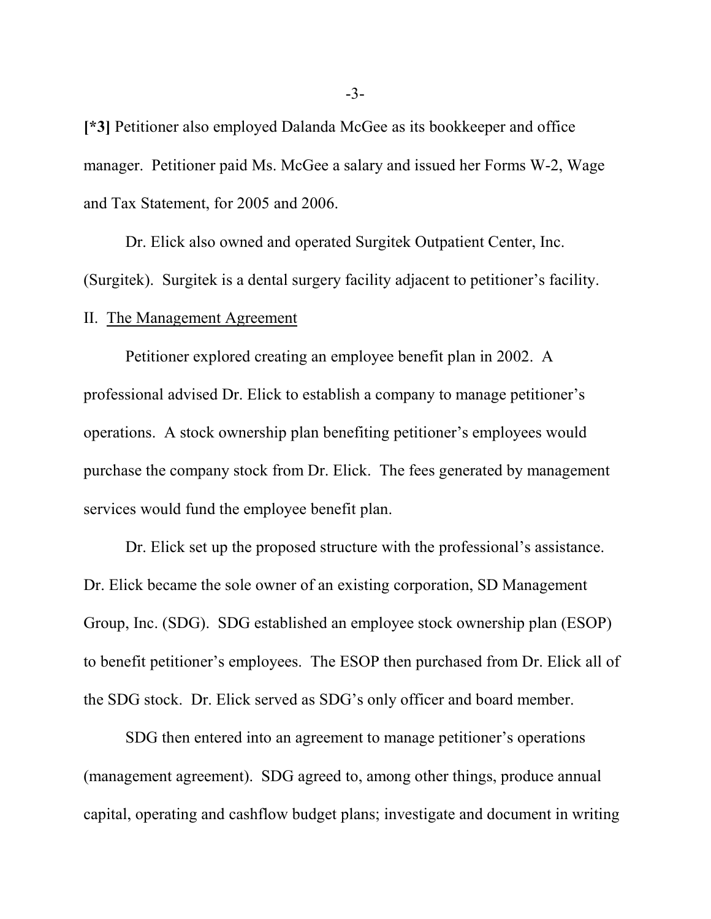**[*3]** Petitioner also employed Dalanda McGee as its bookkeeper and office manager. Petitioner paid Ms. McGee a salary and issued her Forms W-2, Wage and Tax Statement, for 2005 and 2006.

Dr. Elick also owned and operated Surgitek Outpatient Center, Inc. (Surgitek). Surgitek is a dental surgery facility adjacent to petitioner's facility.

II. The Management Agreement

Petitioner explored creating an employee benefit plan in 2002. A professional advised Dr. Elick to establish a company to manage petitioner's operations. A stock ownership plan benefiting petitioner's employees would purchase the company stock from Dr. Elick. The fees generated by management services would fund the employee benefit plan.

Dr. Elick set up the proposed structure with the professional's assistance. Dr. Elick became the sole owner of an existing corporation, SD Management Group, Inc. (SDG). SDG established an employee stock ownership plan (ESOP) to benefit petitioner's employees. The ESOP then purchased from Dr. Elick all of the SDG stock. Dr. Elick served as SDG's only officer and board member.

SDG then entered into an agreement to manage petitioner's operations (management agreement). SDG agreed to, among other things, produce annual capital, operating and cashflow budget plans; investigate and document in writing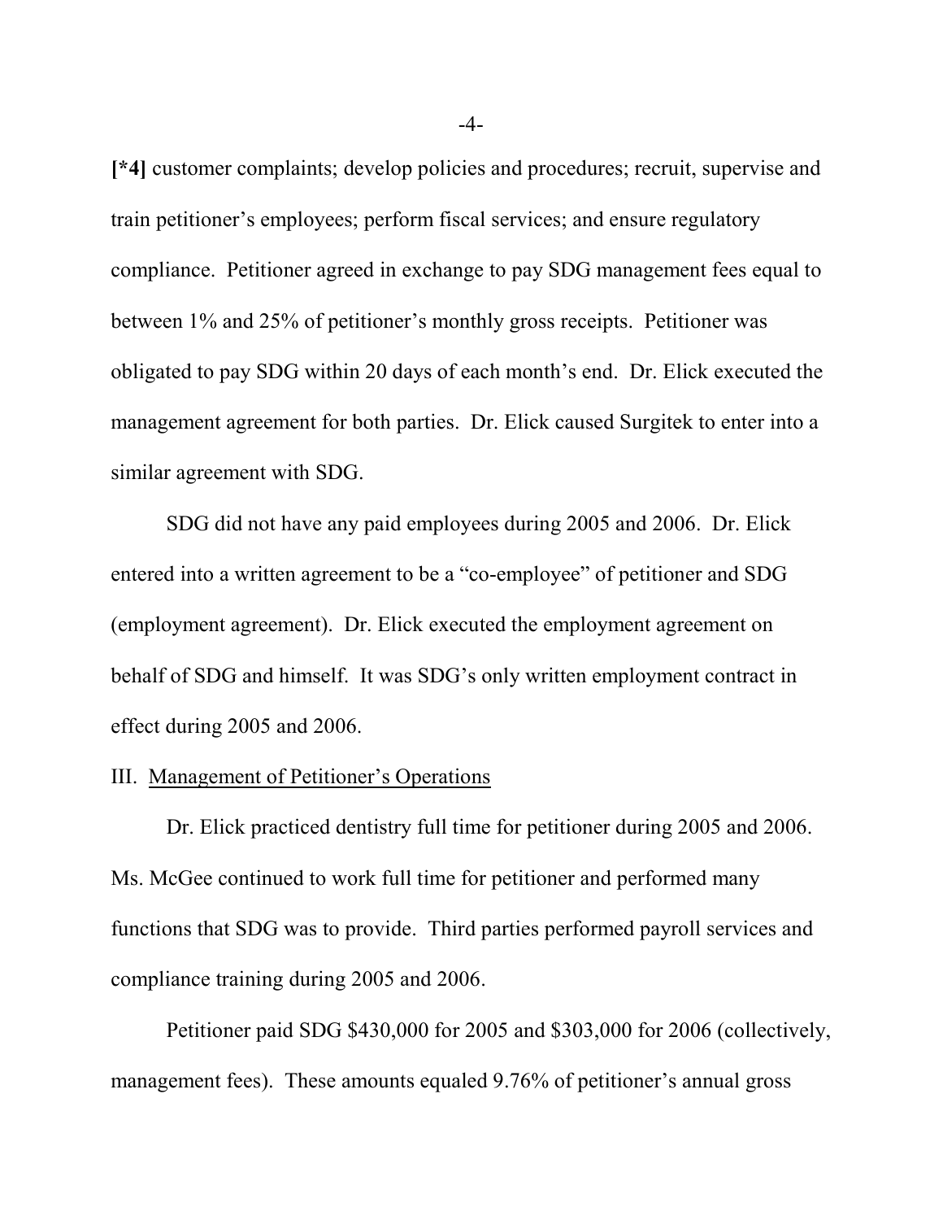**[*4]** customer complaints; develop policies and procedures; recruit, supervise and train petitioner's employees; perform fiscal services; and ensure regulatory compliance. Petitioner agreed in exchange to pay SDG management fees equal to between 1% and 25% of petitioner's monthly gross receipts. Petitioner was obligated to pay SDG within 20 days of each month's end. Dr. Elick executed the management agreement for both parties. Dr. Elick caused Surgitek to enter into a similar agreement with SDG.

SDG did not have any paid employees during 2005 and 2006. Dr. Elick entered into a written agreement to be a "co-employee" of petitioner and SDG (employment agreement). Dr. Elick executed the employment agreement on behalf of SDG and himself. It was SDG's only written employment contract in effect during 2005 and 2006.

## III. Management of Petitioner's Operations

Dr. Elick practiced dentistry full time for petitioner during 2005 and 2006. Ms. McGee continued to work full time for petitioner and performed many functions that SDG was to provide. Third parties performed payroll services and compliance training during 2005 and 2006.

Petitioner paid SDG $430,000 for 2005 and $303,000 for 2006 (collectively, management fees). These amounts equaled 9.76% of petitioner's annual gross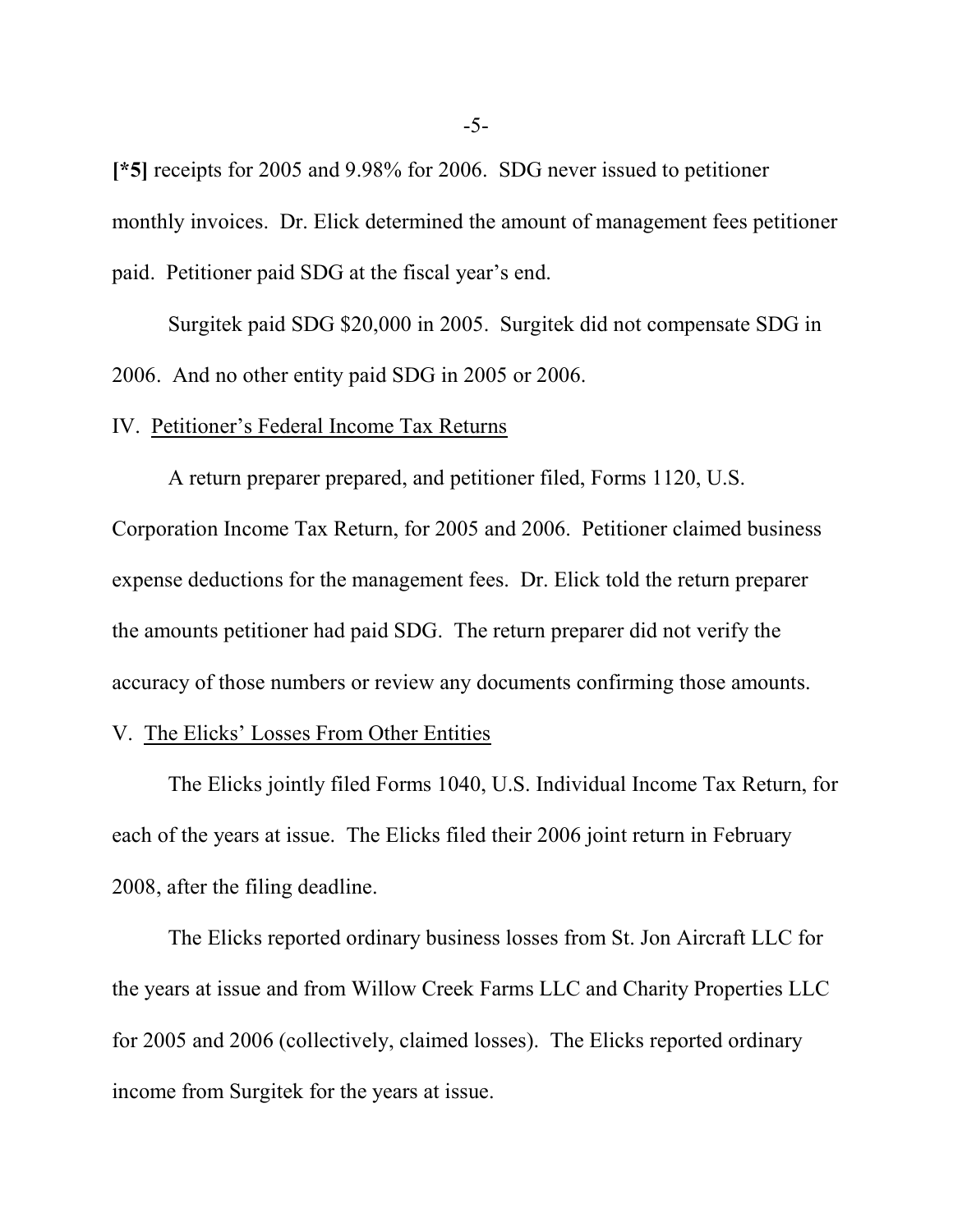[*5] receipts for 2005 and 9.98% for 2006. SDG never issued to petitioner monthly invoices. Dr. Elick determined the amount of management fees petitioner paid. Petitioner paid SDG at the fiscal year's end.

Surgitek paid SDG $20,000 in 2005. Surgitek did not compensate SDG in 2006. And no other entity paid SDG in 2005 or 2006.

## IV. Petitioner's Federal Income Tax Returns

A return preparer prepared, and petitioner filed, Forms 1120, U.S. Corporation Income Tax Return, for 2005 and 2006. Petitioner claimed business expense deductions for the management fees. Dr. Elick told the return preparer the amounts petitioner had paid SDG. The return preparer did not verify the accuracy of those numbers or review any documents confirming those amounts.

## V. The Elicks' Losses From Other Entities

The Elicks jointly filed Forms 1040, U.S. Individual Income Tax Return, for each of the years at issue. The Elicks filed their 2006 joint return in February 2008, after the filing deadline.

The Elicks reported ordinary business losses from St. Jon Aircraft LLC for the years at issue and from Willow Creek Farms LLC and Charity Properties LLC for 2005 and 2006 (collectively, claimed losses). The Elicks reported ordinary income from Surgitek for the years at issue.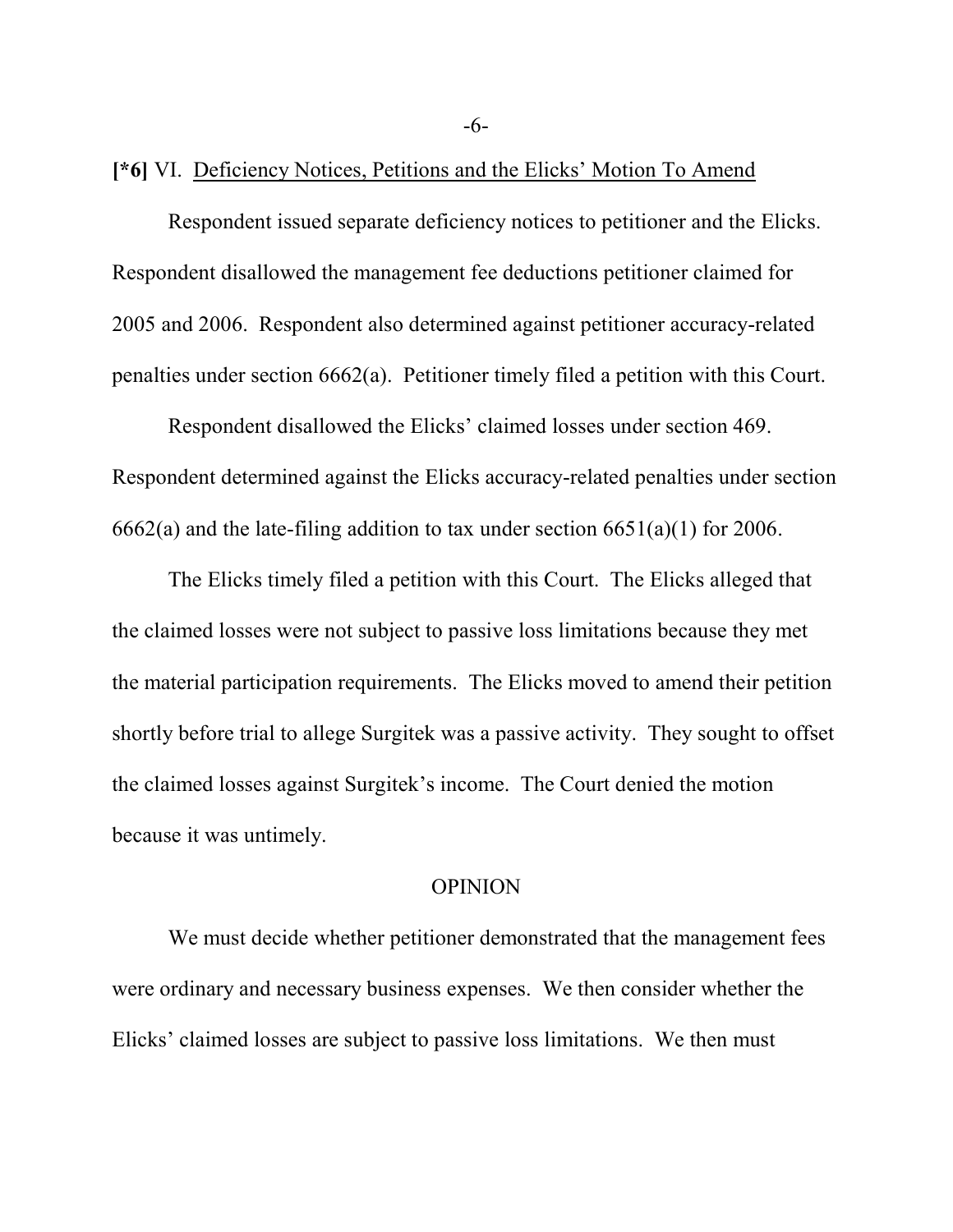**[*6]** VI. Deficiency Notices, Petitions and the Elicks' Motion To Amend

Respondent issued separate deficiency notices to petitioner and the Elicks. Respondent disallowed the management fee deductions petitioner claimed for 2005 and 2006. Respondent also determined against petitioner accuracy-related penalties under section 6662(a). Petitioner timely filed a petition with this Court.

Respondent disallowed the Elicks' claimed losses under section 469. Respondent determined against the Elicks accuracy-related penalties under section 6662(a) and the late-filing addition to tax under section 6651(a)(1) for 2006.

The Elicks timely filed a petition with this Court. The Elicks alleged that the claimed losses were not subject to passive loss limitations because they met the material participation requirements. The Elicks moved to amend their petition shortly before trial to allege Surgitek was a passive activity. They sought to offset the claimed losses against Surgitek's income. The Court denied the motion because it was untimely.

## OPINION

We must decide whether petitioner demonstrated that the management fees were ordinary and necessary business expenses. We then consider whether the Elicks' claimed losses are subject to passive loss limitations. We then must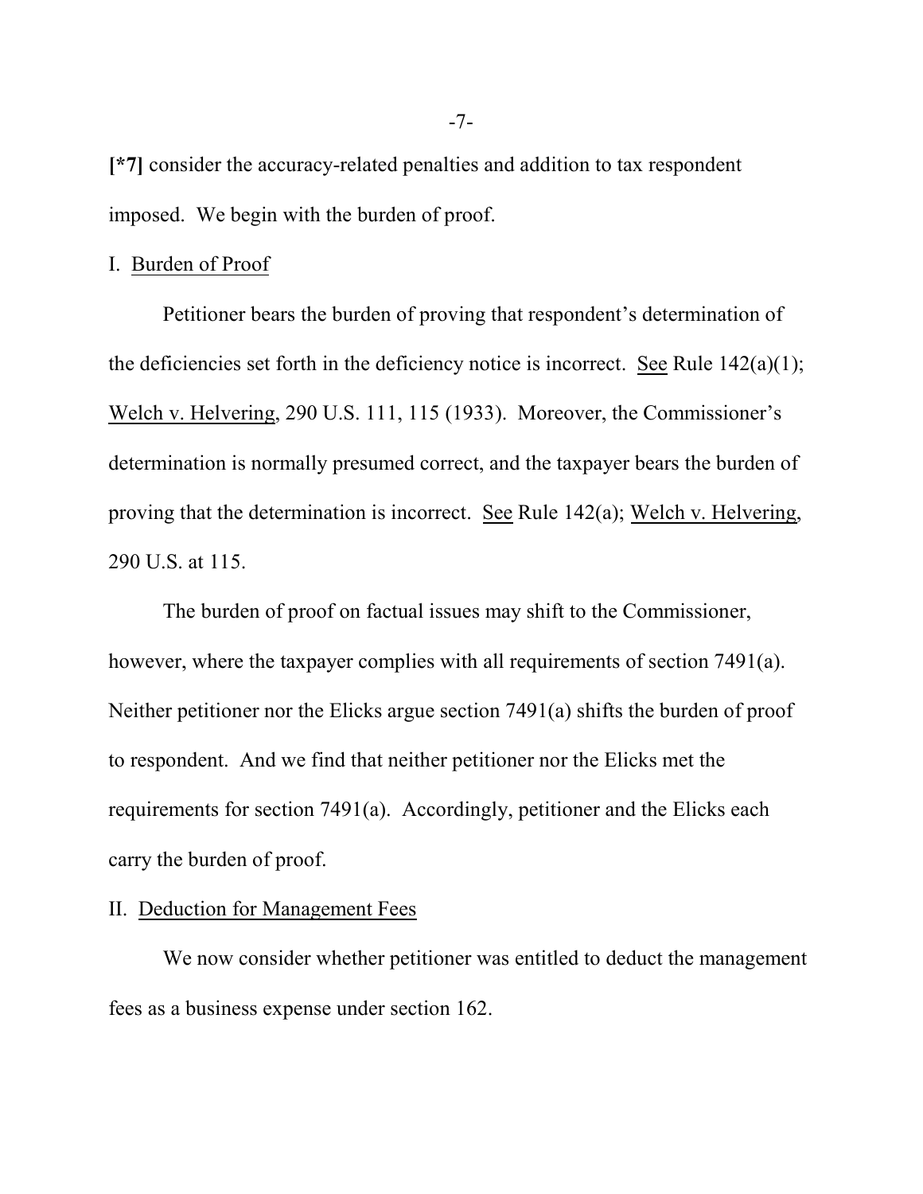[*7] consider the accuracy-related penalties and addition to tax respondent imposed. We begin with the burden of proof.

I. Burden of Proof

Petitioner bears the burden of proving that respondent's determination of the deficiencies set forth in the deficiency notice is incorrect. See Rule 142(a)(1); Welch v. Helvering, 290 U.S. 111, 115 (1933). Moreover, the Commissioner's determination is normally presumed correct, and the taxpayer bears the burden of proving that the determination is incorrect. See Rule 142(a); Welch v. Helvering, 290 U.S. at 115.

The burden of proof on factual issues may shift to the Commissioner, however, where the taxpayer complies with all requirements of section 7491(a). Neither petitioner nor the Elicks argue section 7491(a) shifts the burden of proof to respondent. And we find that neither petitioner nor the Elicks met the requirements for section 7491(a). Accordingly, petitioner and the Elicks each carry the burden of proof.

II. Deduction for Management Fees

We now consider whether petitioner was entitled to deduct the management fees as a business expense under section 162.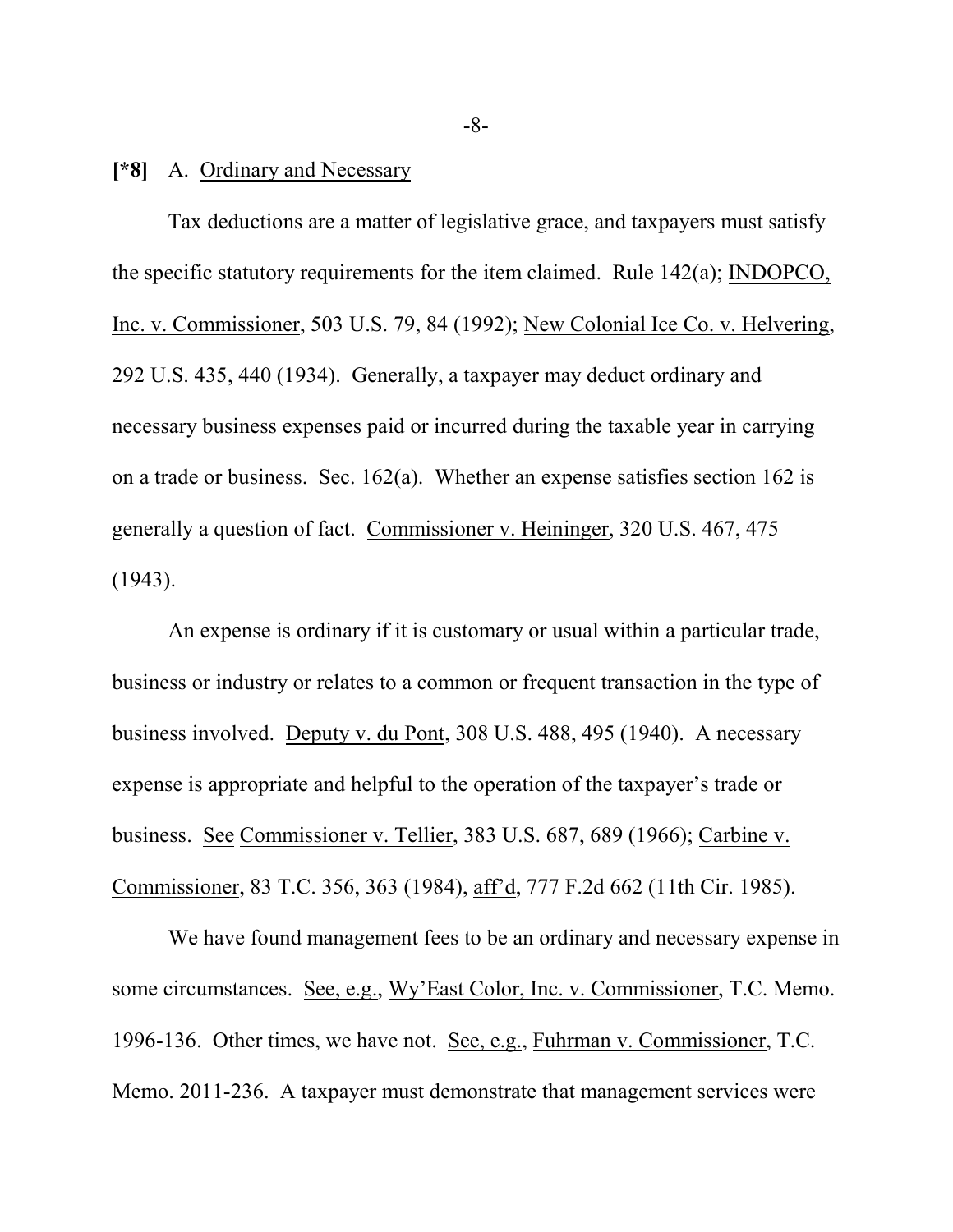**[*8]** A. Ordinary and Necessary

Tax deductions are a matter of legislative grace, and taxpayers must satisfy the specific statutory requirements for the item claimed. Rule 142(a); INDOPCO, Inc. v. Commissioner, 503 U.S. 79, 84 (1992); New Colonial Ice Co. v. Helvering, 292 U.S. 435, 440 (1934). Generally, a taxpayer may deduct ordinary and necessary business expenses paid or incurred during the taxable year in carrying on a trade or business. Sec. 162(a). Whether an expense satisfies section 162 is generally a question of fact. Commissioner v. Heininger, 320 U.S. 467, 475 (1943).

An expense is ordinary if it is customary or usual within a particular trade, business or industry or relates to a common or frequent transaction in the type of business involved. Deputy v. du Pont, 308 U.S. 488, 495 (1940). A necessary expense is appropriate and helpful to the operation of the taxpayer's trade or business. See Commissioner v. Tellier, 383 U.S. 687, 689 (1966); Carbine v. Commissioner, 83 T.C. 356, 363 (1984), aff'd, 777 F.2d 662 (11th Cir. 1985).

We have found management fees to be an ordinary and necessary expense in some circumstances. See, e.g., Wy'East Color, Inc. v. Commissioner, T.C. Memo. 1996-136. Other times, we have not. See, e.g., Fuhrman v. Commissioner, T.C. Memo. 2011-236. A taxpayer must demonstrate that management services were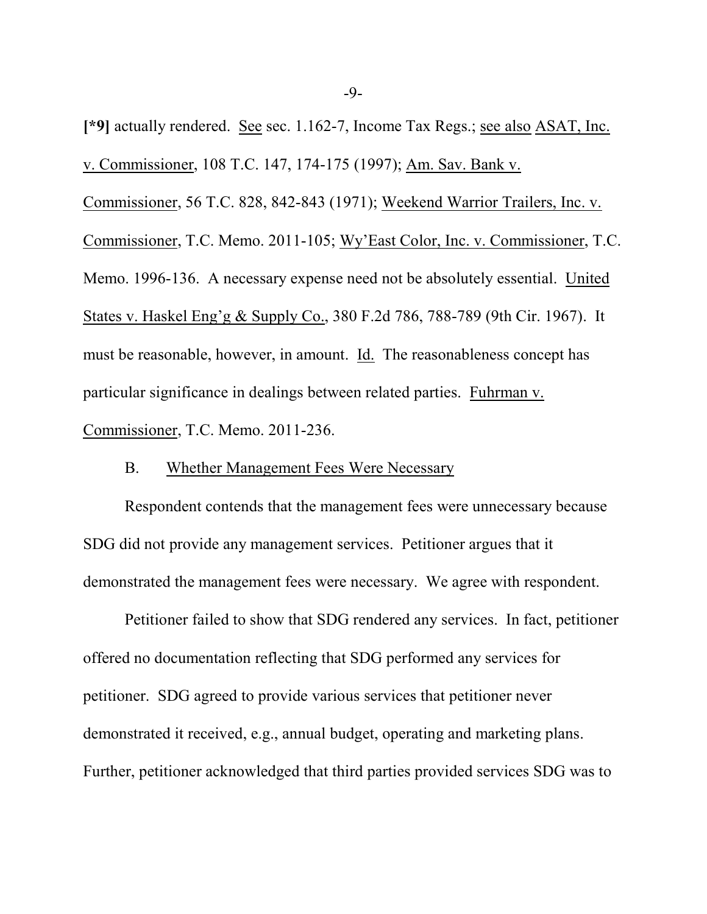**[*9]** actually rendered. See sec. 1.162-7, Income Tax Regs.; see also ASAT, Inc. v. Commissioner, 108 T.C. 147, 174-175 (1997); Am. Sav. Bank v. Commissioner, 56 T.C. 828, 842-843 (1971); Weekend Warrior Trailers, Inc. v. Commissioner, T.C. Memo. 2011-105; Wy'East Color, Inc. v. Commissioner, T.C. Memo. 1996-136. A necessary expense need not be absolutely essential. United States v. Haskel Eng'g & Supply Co., 380 F.2d 786, 788-789 (9th Cir. 1967). It must be reasonable, however, in amount. Id. The reasonableness concept has particular significance in dealings between related parties. Fuhrman v. Commissioner, T.C. Memo. 2011-236.

B. Whether Management Fees Were Necessary

Respondent contends that the management fees were unnecessary because SDG did not provide any management services. Petitioner argues that it demonstrated the management fees were necessary. We agree with respondent.

Petitioner failed to show that SDG rendered any services. In fact, petitioner offered no documentation reflecting that SDG performed any services for petitioner. SDG agreed to provide various services that petitioner never demonstrated it received, e.g., annual budget, operating and marketing plans. Further, petitioner acknowledged that third parties provided services SDG was to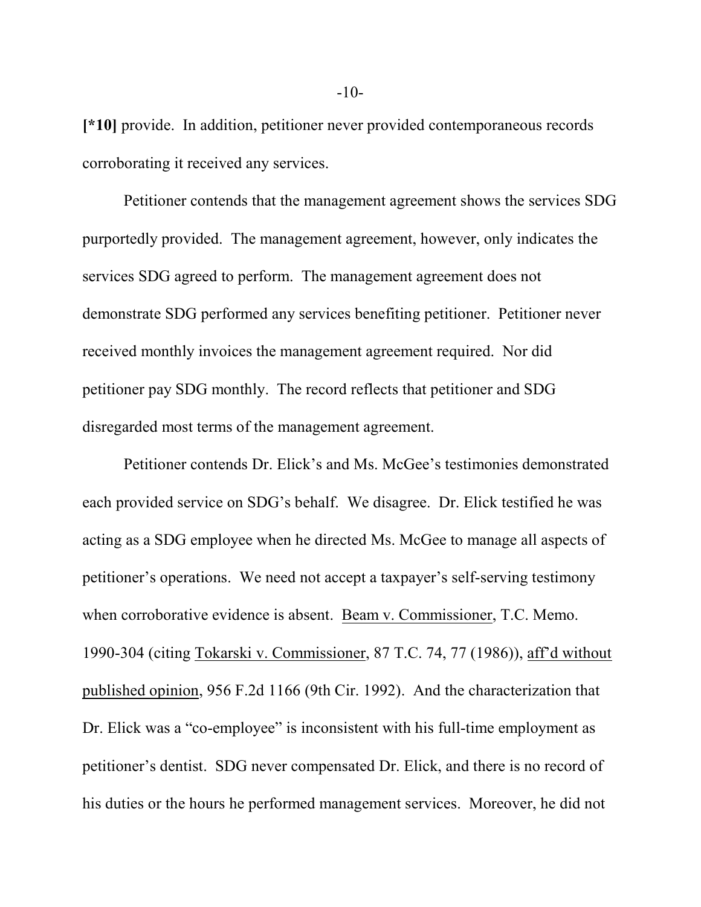**[*10]** provide. In addition, petitioner never provided contemporaneous records corroborating it received any services.

Petitioner contends that the management agreement shows the services SDG purportedly provided. The management agreement, however, only indicates the services SDG agreed to perform. The management agreement does not demonstrate SDG performed any services benefiting petitioner. Petitioner never received monthly invoices the management agreement required. Nor did petitioner pay SDG monthly. The record reflects that petitioner and SDG disregarded most terms of the management agreement.

Petitioner contends Dr. Elick's and Ms. McGee's testimonies demonstrated each provided service on SDG's behalf. We disagree. Dr. Elick testified he was acting as a SDG employee when he directed Ms. McGee to manage all aspects of petitioner's operations. We need not accept a taxpayer's self-serving testimony when corroborative evidence is absent. Beam v. Commissioner, T.C. Memo. 1990-304 (citing Tokarski v. Commissioner, 87 T.C. 74, 77 (1986)), aff'd without published opinion, 956 F.2d 1166 (9th Cir. 1992). And the characterization that Dr. Elick was a "co-employee" is inconsistent with his full-time employment as petitioner's dentist. SDG never compensated Dr. Elick, and there is no record of his duties or the hours he performed management services. Moreover, he did not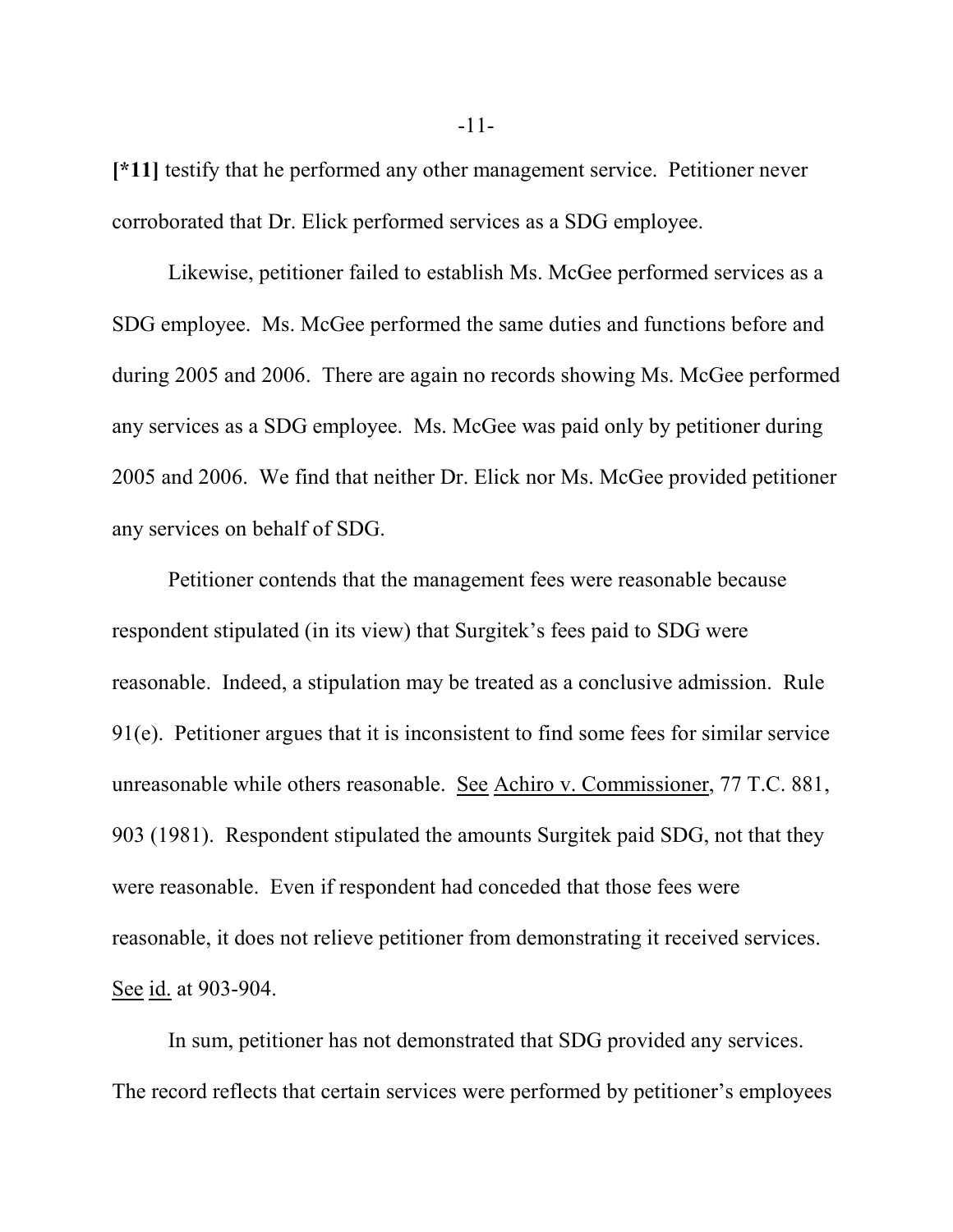**[*11]** testify that he performed any other management service. Petitioner never corroborated that Dr. Elick performed services as a SDG employee.

Likewise, petitioner failed to establish Ms. McGee performed services as a SDG employee. Ms. McGee performed the same duties and functions before and during 2005 and 2006. There are again no records showing Ms. McGee performed any services as a SDG employee. Ms. McGee was paid only by petitioner during 2005 and 2006. We find that neither Dr. Elick nor Ms. McGee provided petitioner any services on behalf of SDG.

Petitioner contends that the management fees were reasonable because respondent stipulated (in its view) that Surgitek's fees paid to SDG were reasonable. Indeed, a stipulation may be treated as a conclusive admission. Rule 91(e). Petitioner argues that it is inconsistent to find some fees for similar service unreasonable while others reasonable. See Achiro v. Commissioner, 77 T.C. 881, 903 (1981). Respondent stipulated the amounts Surgitek paid SDG, not that they were reasonable. Even if respondent had conceded that those fees were reasonable, it does not relieve petitioner from demonstrating it received services. See id. at 903-904.

In sum, petitioner has not demonstrated that SDG provided any services. The record reflects that certain services were performed by petitioner's employees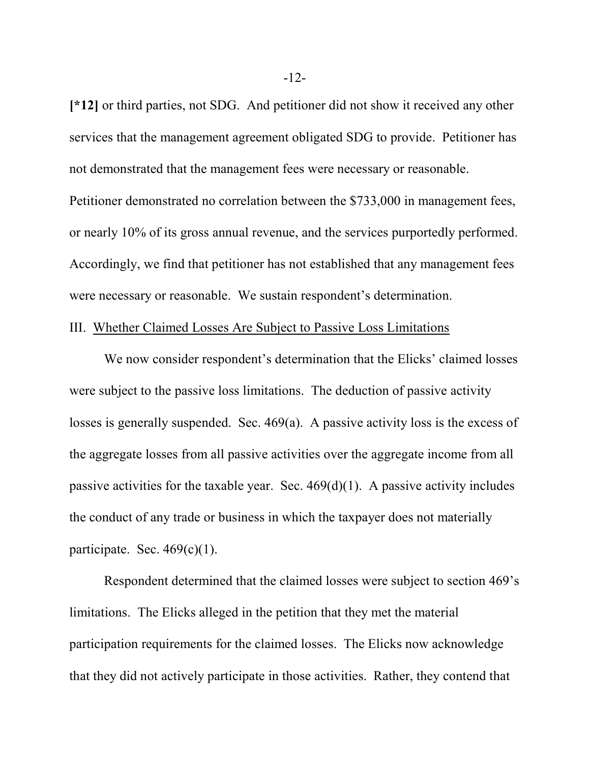**[*12]** or third parties, not SDG. And petitioner did not show it received any other services that the management agreement obligated SDG to provide. Petitioner has not demonstrated that the management fees were necessary or reasonable. Petitioner demonstrated no correlation between the $733,000 in management fees, or nearly 10% of its gross annual revenue, and the services purportedly performed. Accordingly, we find that petitioner has not established that any management fees were necessary or reasonable. We sustain respondent's determination.

III. <u>Whether Claimed Losses Are Subject to Passive Loss Limitations</u>

We now consider respondent's determination that the Elicks' claimed losses were subject to the passive loss limitations. The deduction of passive activity losses is generally suspended. Sec. 469(a). A passive activity loss is the excess of the aggregate losses from all passive activities over the aggregate income from all passive activities for the taxable year. Sec. 469(d)(1). A passive activity includes the conduct of any trade or business in which the taxpayer does not materially participate. Sec. 469(c)(1).

Respondent determined that the claimed losses were subject to section 469's limitations. The Elicks alleged in the petition that they met the material participation requirements for the claimed losses. The Elicks now acknowledge that they did not actively participate in those activities. Rather, they contend that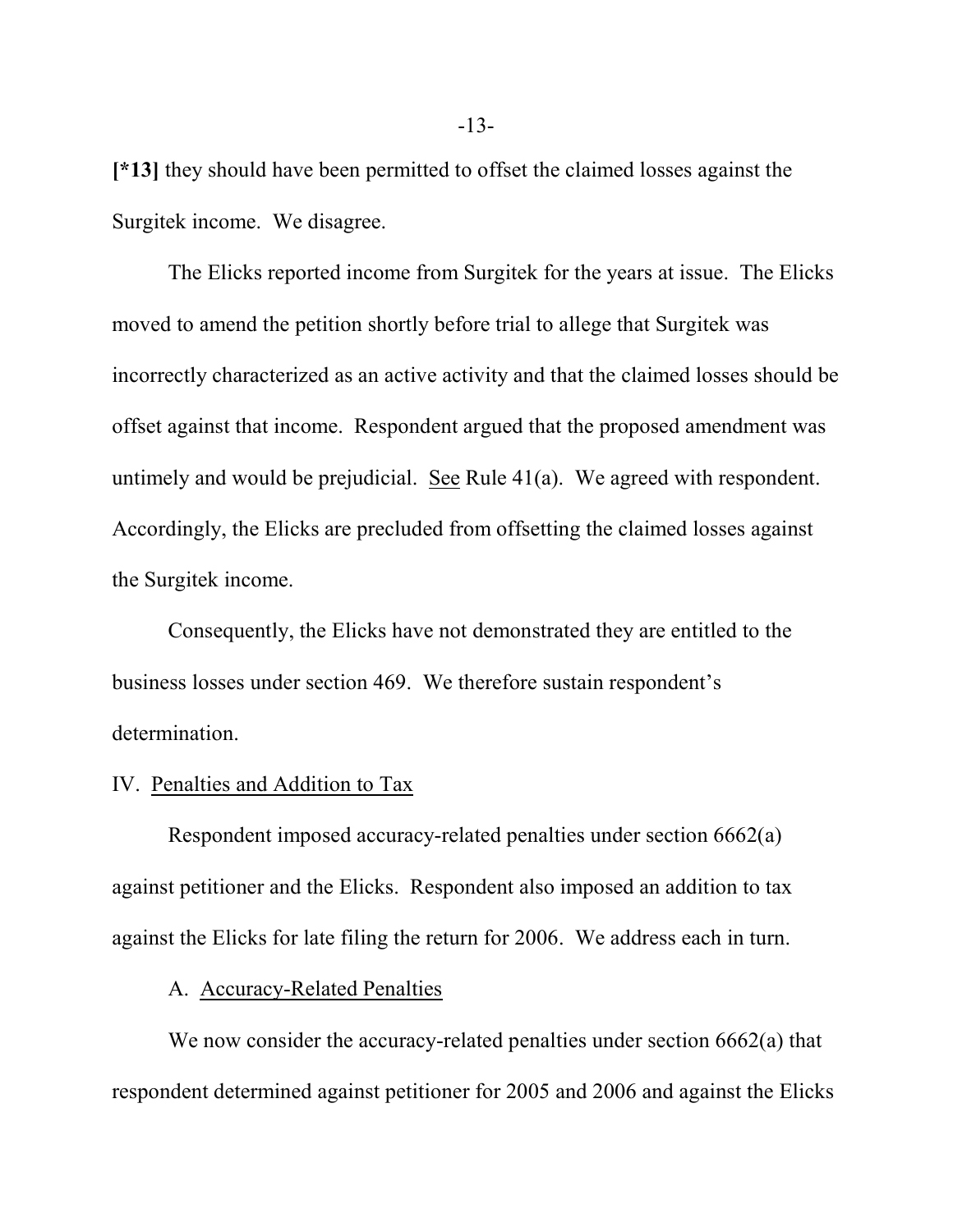**[*13]** they should have been permitted to offset the claimed losses against the Surgitek income. We disagree.

The Elicks reported income from Surgitek for the years at issue. The Elicks moved to amend the petition shortly before trial to allege that Surgitek was incorrectly characterized as an active activity and that the claimed losses should be offset against that income. Respondent argued that the proposed amendment was untimely and would be prejudicial. See Rule 41(a). We agreed with respondent. Accordingly, the Elicks are precluded from offsetting the claimed losses against the Surgitek income.

Consequently, the Elicks have not demonstrated they are entitled to the business losses under section 469. We therefore sustain respondent's determination.

## IV. Penalties and Addition to Tax

Respondent imposed accuracy-related penalties under section 6662(a) against petitioner and the Elicks. Respondent also imposed an addition to tax against the Elicks for late filing the return for 2006. We address each in turn.

### A. Accuracy-Related Penalties

We now consider the accuracy-related penalties under section 6662(a) that respondent determined against petitioner for 2005 and 2006 and against the Elicks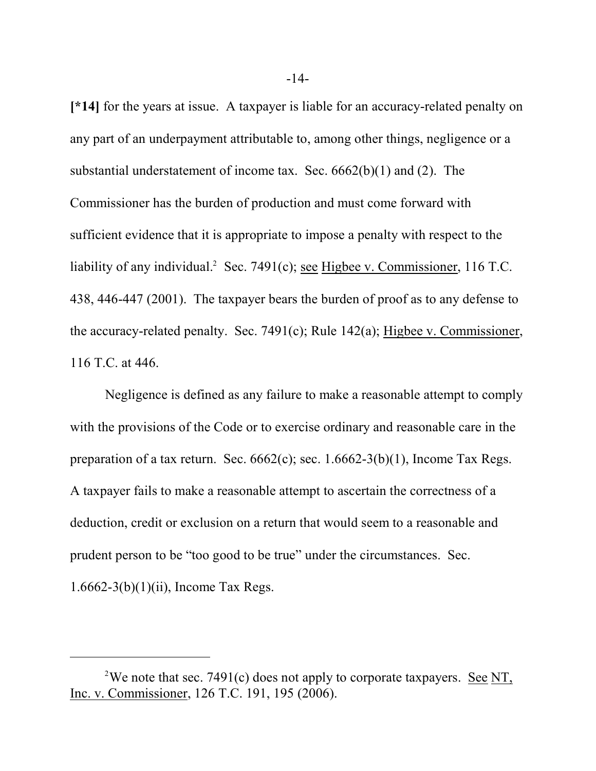**[*14]** for the years at issue. A taxpayer is liable for an accuracy-related penalty on any part of an underpayment attributable to, among other things, negligence or a substantial understatement of income tax. Sec. 6662(b)(1) and (2). The Commissioner has the burden of production and must come forward with sufficient evidence that it is appropriate to impose a penalty with respect to the liability of any individual.[2] Sec. 7491(c); see Higbee v. Commissioner, 116 T.C. 438, 446-447 (2001). The taxpayer bears the burden of proof as to any defense to the accuracy-related penalty. Sec. 7491(c); Rule 142(a); Higbee v. Commissioner, 116 T.C. at 446.

Negligence is defined as any failure to make a reasonable attempt to comply with the provisions of the Code or to exercise ordinary and reasonable care in the preparation of a tax return. Sec. 6662(c); sec. 1.6662-3(b)(1), Income Tax Regs. A taxpayer fails to make a reasonable attempt to ascertain the correctness of a deduction, credit or exclusion on a return that would seem to a reasonable and prudent person to be "too good to be true" under the circumstances. Sec. 1.6662-3(b)(1)(ii), Income Tax Regs.

---

[2]We note that sec. 7491(c) does not apply to corporate taxpayers. See NT, Inc. v. Commissioner, 126 T.C. 191, 195 (2006).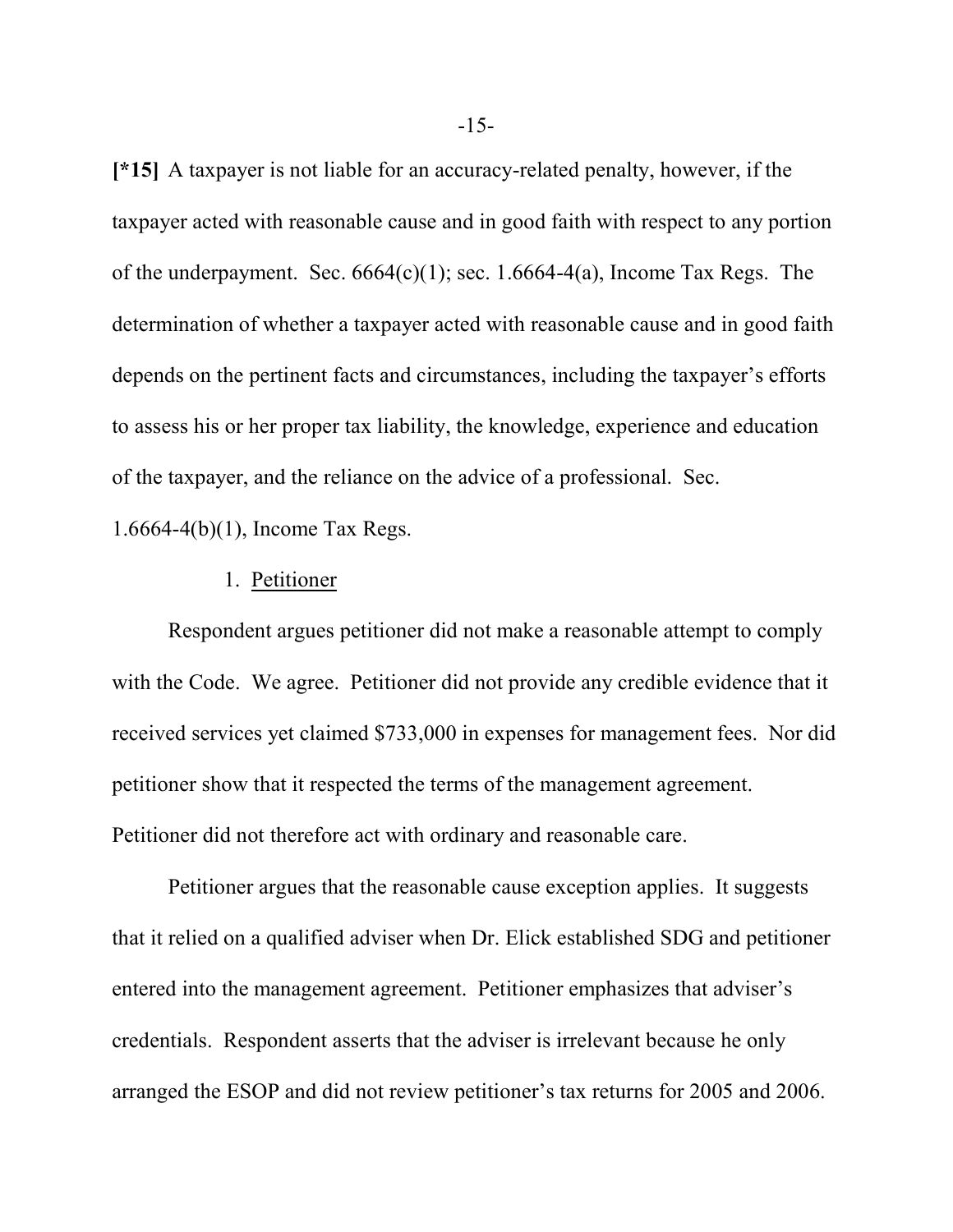**[*15]** A taxpayer is not liable for an accuracy-related penalty, however, if the taxpayer acted with reasonable cause and in good faith with respect to any portion of the underpayment. Sec. 6664(c)(1); sec. 1.6664-4(a), Income Tax Regs. The determination of whether a taxpayer acted with reasonable cause and in good faith depends on the pertinent facts and circumstances, including the taxpayer's efforts to assess his or her proper tax liability, the knowledge, experience and education of the taxpayer, and the reliance on the advice of a professional. Sec. 1.6664-4(b)(1), Income Tax Regs.

1. Petitioner

Respondent argues petitioner did not make a reasonable attempt to comply with the Code. We agree. Petitioner did not provide any credible evidence that it received services yet claimed $733,000 in expenses for management fees. Nor did petitioner show that it respected the terms of the management agreement. Petitioner did not therefore act with ordinary and reasonable care.

Petitioner argues that the reasonable cause exception applies. It suggests that it relied on a qualified adviser when Dr. Elick established SDG and petitioner entered into the management agreement. Petitioner emphasizes that adviser's credentials. Respondent asserts that the adviser is irrelevant because he only arranged the ESOP and did not review petitioner's tax returns for 2005 and 2006.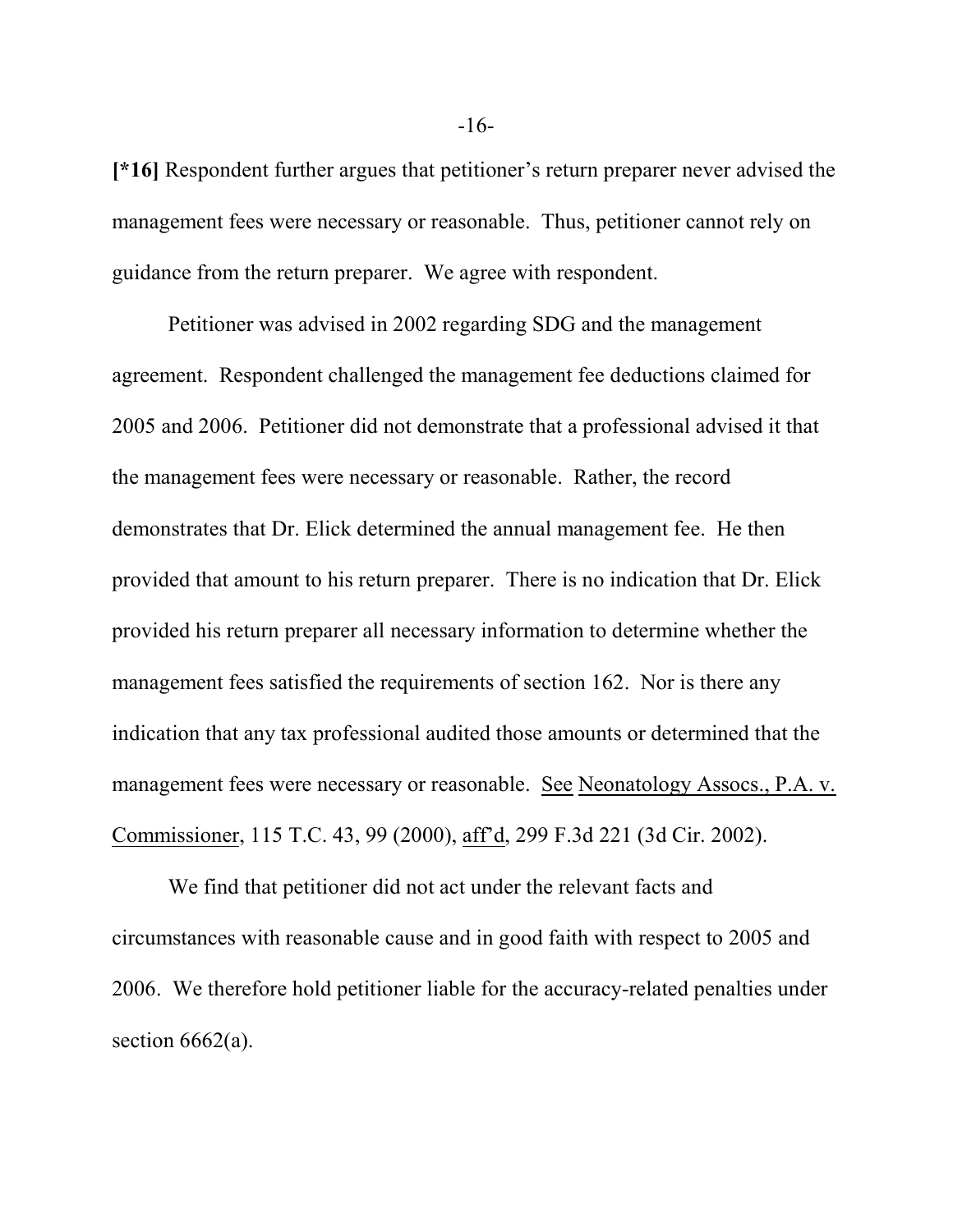**[*16]** Respondent further argues that petitioner's return preparer never advised the management fees were necessary or reasonable. Thus, petitioner cannot rely on guidance from the return preparer. We agree with respondent.

Petitioner was advised in 2002 regarding SDG and the management agreement. Respondent challenged the management fee deductions claimed for 2005 and 2006. Petitioner did not demonstrate that a professional advised it that the management fees were necessary or reasonable. Rather, the record demonstrates that Dr. Elick determined the annual management fee. He then provided that amount to his return preparer. There is no indication that Dr. Elick provided his return preparer all necessary information to determine whether the management fees satisfied the requirements of section 162. Nor is there any indication that any tax professional audited those amounts or determined that the management fees were necessary or reasonable. See Neonatology Assocs., P.A. v. Commissioner, 115 T.C. 43, 99 (2000), aff'd, 299 F.3d 221 (3d Cir. 2002).

We find that petitioner did not act under the relevant facts and circumstances with reasonable cause and in good faith with respect to 2005 and 2006. We therefore hold petitioner liable for the accuracy-related penalties under section 6662(a).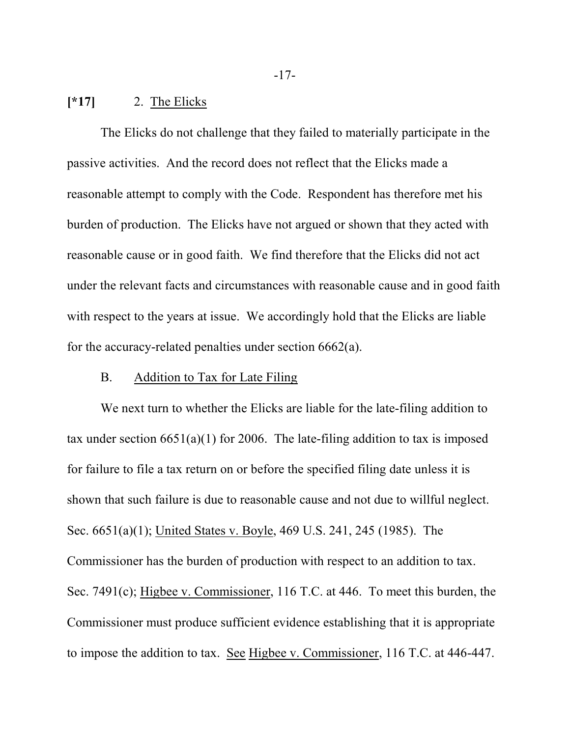**[*17]** 2. <u>The Elicks</u>

The Elicks do not challenge that they failed to materially participate in the passive activities. And the record does not reflect that the Elicks made a reasonable attempt to comply with the Code. Respondent has therefore met his burden of production. The Elicks have not argued or shown that they acted with reasonable cause or in good faith. We find therefore that the Elicks did not act under the relevant facts and circumstances with reasonable cause and in good faith with respect to the years at issue. We accordingly hold that the Elicks are liable for the accuracy-related penalties under section 6662(a).

B. <u>Addition to Tax for Late Filing</u>

We next turn to whether the Elicks are liable for the late-filing addition to tax under section 6651(a)(1) for 2006. The late-filing addition to tax is imposed for failure to file a tax return on or before the specified filing date unless it is shown that such failure is due to reasonable cause and not due to willful neglect. Sec. 6651(a)(1); <u>United States v. Boyle</u>, 469 U.S. 241, 245 (1985). The Commissioner has the burden of production with respect to an addition to tax. Sec. 7491(c); <u>Higbee v. Commissioner</u>, 116 T.C. at 446. To meet this burden, the Commissioner must produce sufficient evidence establishing that it is appropriate to impose the addition to tax. <u>See</u> <u>Higbee v. Commissioner</u>, 116 T.C. at 446-447.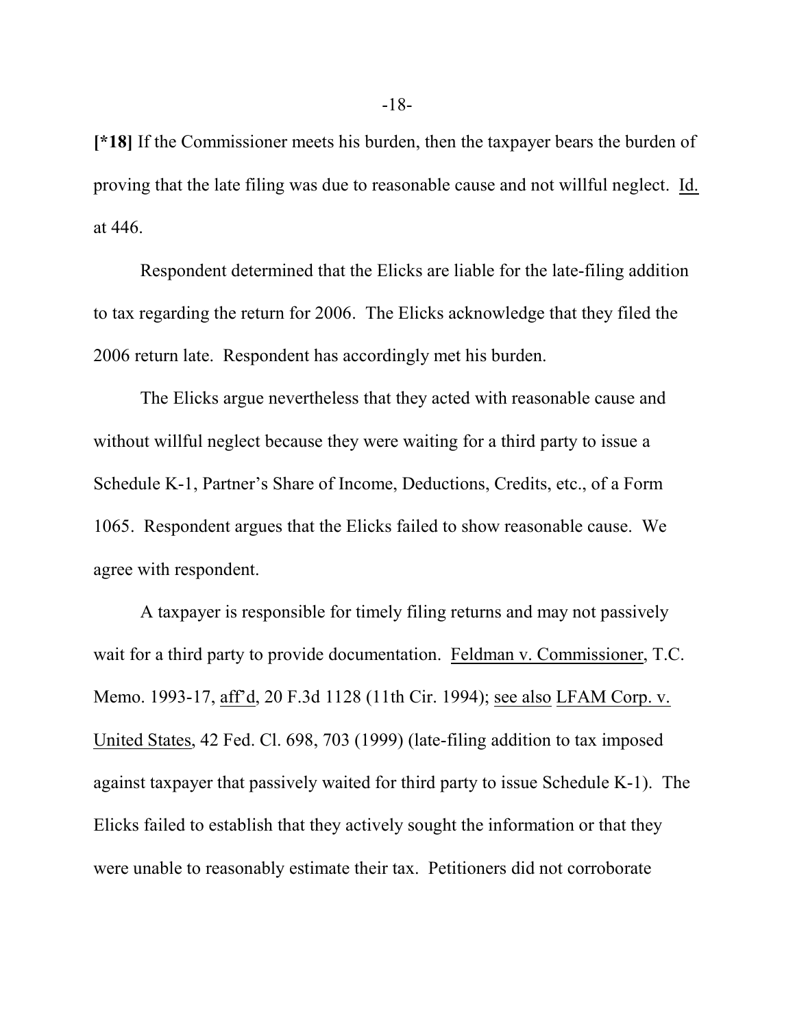**[*18]** If the Commissioner meets his burden, then the taxpayer bears the burden of proving that the late filing was due to reasonable cause and not willful neglect. Id. at 446.

Respondent determined that the Elicks are liable for the late-filing addition to tax regarding the return for 2006. The Elicks acknowledge that they filed the 2006 return late. Respondent has accordingly met his burden.

The Elicks argue nevertheless that they acted with reasonable cause and without willful neglect because they were waiting for a third party to issue a Schedule K-1, Partner's Share of Income, Deductions, Credits, etc., of a Form 1065. Respondent argues that the Elicks failed to show reasonable cause. We agree with respondent.

A taxpayer is responsible for timely filing returns and may not passively wait for a third party to provide documentation. Feldman v. Commissioner, T.C. Memo. 1993-17, aff'd, 20 F.3d 1128 (11th Cir. 1994); see also LFAM Corp. v. United States, 42 Fed. Cl. 698, 703 (1999) (late-filing addition to tax imposed against taxpayer that passively waited for third party to issue Schedule K-1). The Elicks failed to establish that they actively sought the information or that they were unable to reasonably estimate their tax. Petitioners did not corroborate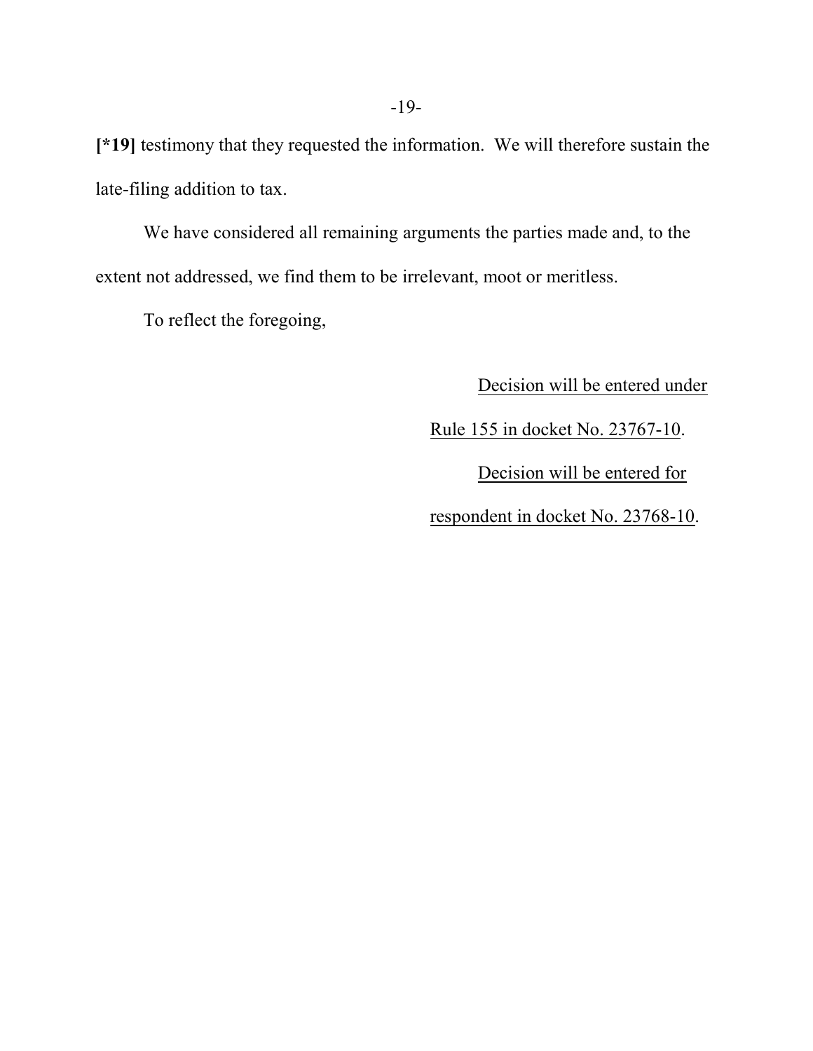**[*19]** testimony that they requested the information. We will therefore sustain the late-filing addition to tax.

We have considered all remaining arguments the parties made and, to the extent not addressed, we find them to be irrelevant, moot or meritless.

To reflect the foregoing,

Decision will be entered under Rule 155 in docket No. 23767-10.

Decision will be entered for respondent in docket No. 23768-10.